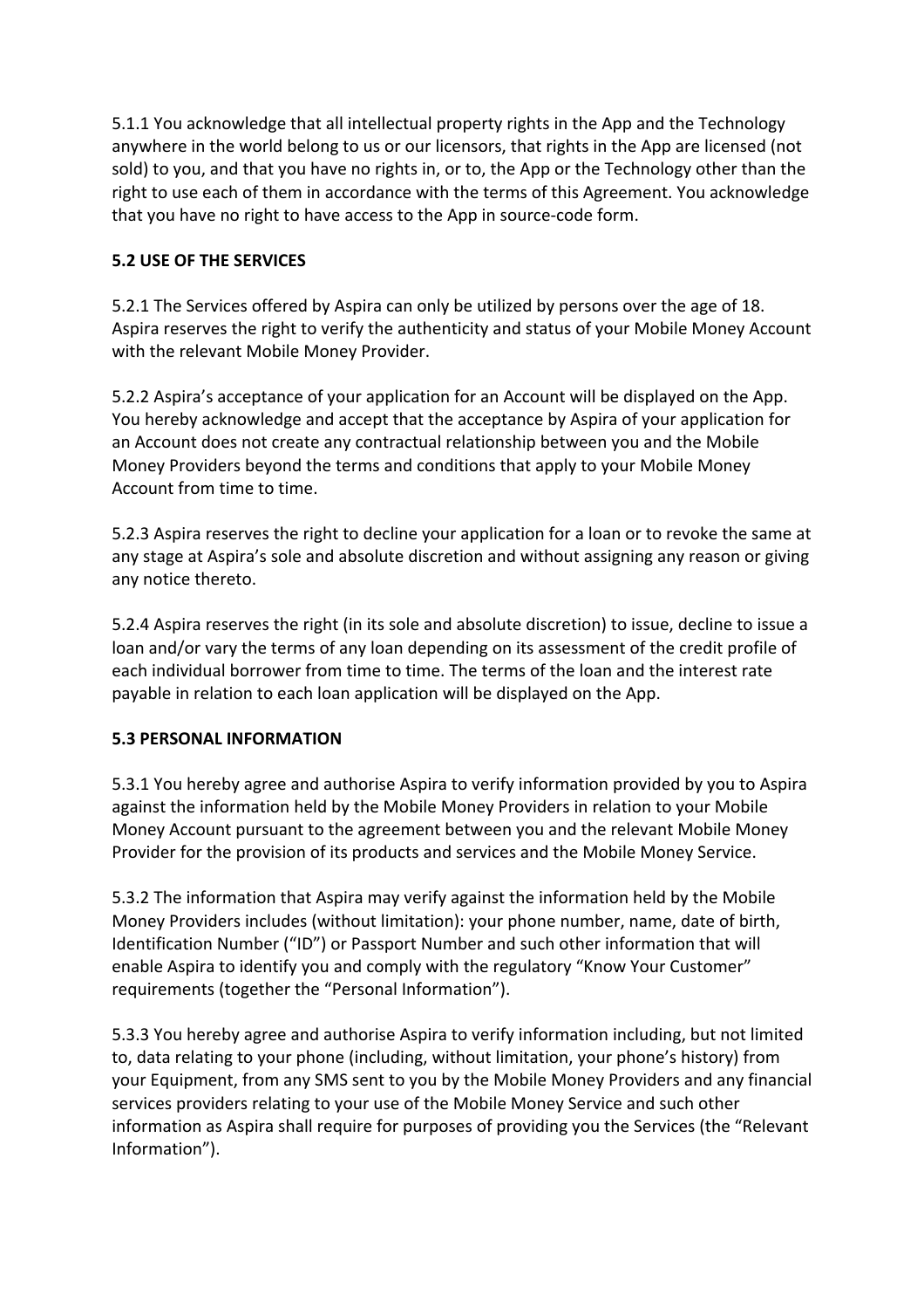5.1.1 You acknowledge that all intellectual property rights in the App and the Technology anywhere in the world belong to us or our licensors, that rights in the App are licensed (not sold) to you, and that you have no rights in, or to, the App or the Technology other than the right to use each of them in accordance with the terms of this Agreement. You acknowledge that you have no right to have access to the App in source-code form.

**5.2 USE OF THE SERVICES**

5.2.1 The Services offered by Aspira can only be utilized by persons over the age of 18. Aspira reserves the right to verify the authenticity and status of your Mobile Money Account with the relevant Mobile Money Provider.

5.2.2 Aspira's acceptance of your application for an Account will be displayed on the App. You hereby acknowledge and accept that the acceptance by Aspira of your application for an Account does not create any contractual relationship between you and the Mobile Money Providers beyond the terms and conditions that apply to your Mobile Money Account from time to time.

5.2.3 Aspira reserves the right to decline your application for a loan or to revoke the same at any stage at Aspira's sole and absolute discretion and without assigning any reason or giving any notice thereto.

5.2.4 Aspira reserves the right (in its sole and absolute discretion) to issue, decline to issue a loan and/or vary the terms of any loan depending on its assessment of the credit profile of each individual borrower from time to time. The terms of the loan and the interest rate payable in relation to each loan application will be displayed on the App.

**5.3 PERSONAL INFORMATION**

5.3.1 You hereby agree and authorise Aspira to verify information provided by you to Aspira against the information held by the Mobile Money Providers in relation to your Mobile Money Account pursuant to the agreement between you and the relevant Mobile Money Provider for the provision of its products and services and the Mobile Money Service.

5.3.2 The information that Aspira may verify against the information held by the Mobile Money Providers includes (without limitation): your phone number, name, date of birth, Identification Number ("ID") or Passport Number and such other information that will enable Aspira to identify you and comply with the regulatory "Know Your Customer" requirements (together the "Personal Information").

5.3.3 You hereby agree and authorise Aspira to verify information including, but not limited to, data relating to your phone (including, without limitation, your phone's history) from your Equipment, from any SMS sent to you by the Mobile Money Providers and any financial services providers relating to your use of the Mobile Money Service and such other information as Aspira shall require for purposes of providing you the Services (the "Relevant Information").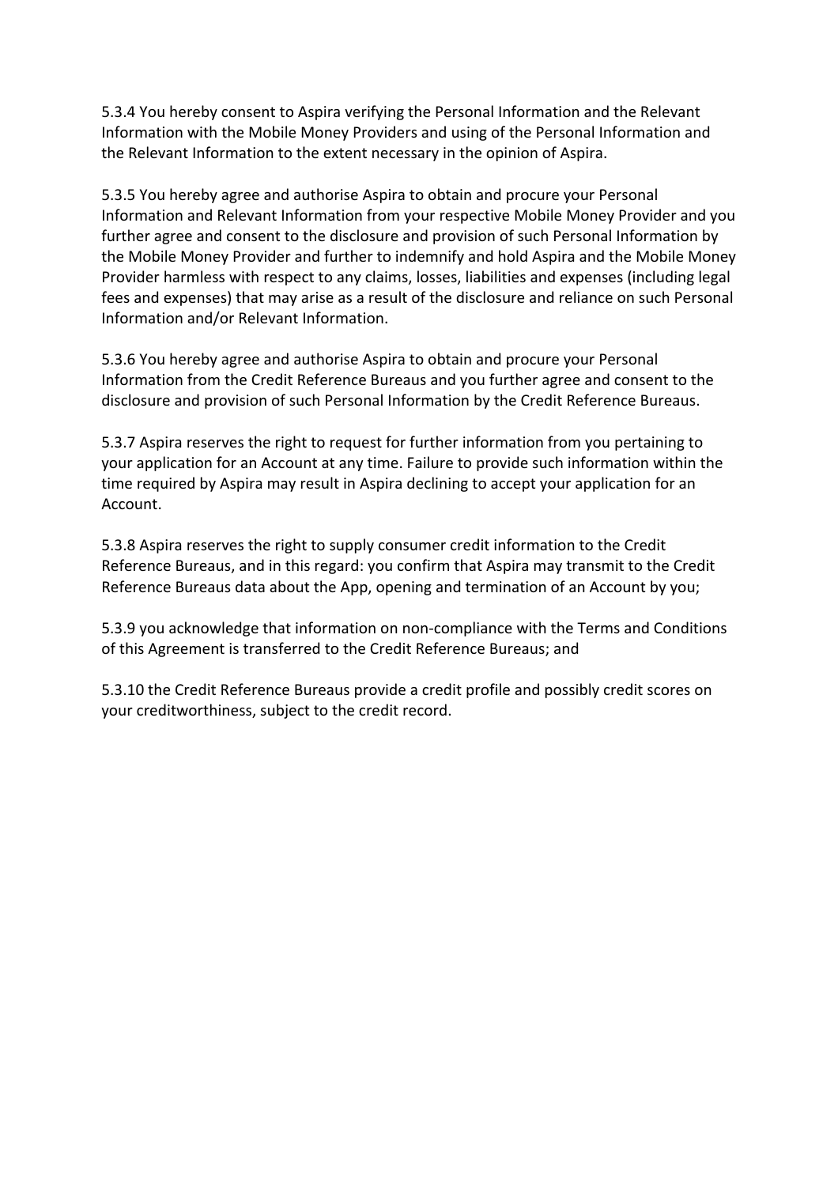5.3.4 You hereby consent to Aspira verifying the Personal Information and the Relevant Information with the Mobile Money Providers and using of the Personal Information and the Relevant Information to the extent necessary in the opinion of Aspira.

5.3.5 You hereby agree and authorise Aspira to obtain and procure your Personal Information and Relevant Information from your respective Mobile Money Provider and you further agree and consent to the disclosure and provision of such Personal Information by the Mobile Money Provider and further to indemnify and hold Aspira and the Mobile Money Provider harmless with respect to any claims, losses, liabilities and expenses (including legal fees and expenses) that may arise as a result of the disclosure and reliance on such Personal Information and/or Relevant Information.

5.3.6 You hereby agree and authorise Aspira to obtain and procure your Personal Information from the Credit Reference Bureaus and you further agree and consent to the disclosure and provision of such Personal Information by the Credit Reference Bureaus.

5.3.7 Aspira reserves the right to request for further information from you pertaining to your application for an Account at any time. Failure to provide such information within the time required by Aspira may result in Aspira declining to accept your application for an Account.

5.3.8 Aspira reserves the right to supply consumer credit information to the Credit Reference Bureaus, and in this regard: you confirm that Aspira may transmit to the Credit Reference Bureaus data about the App, opening and termination of an Account by you;

5.3.9 you acknowledge that information on non-compliance with the Terms and Conditions of this Agreement is transferred to the Credit Reference Bureaus; and

5.3.10 the Credit Reference Bureaus provide a credit profile and possibly credit scores on your creditworthiness, subject to the credit record.